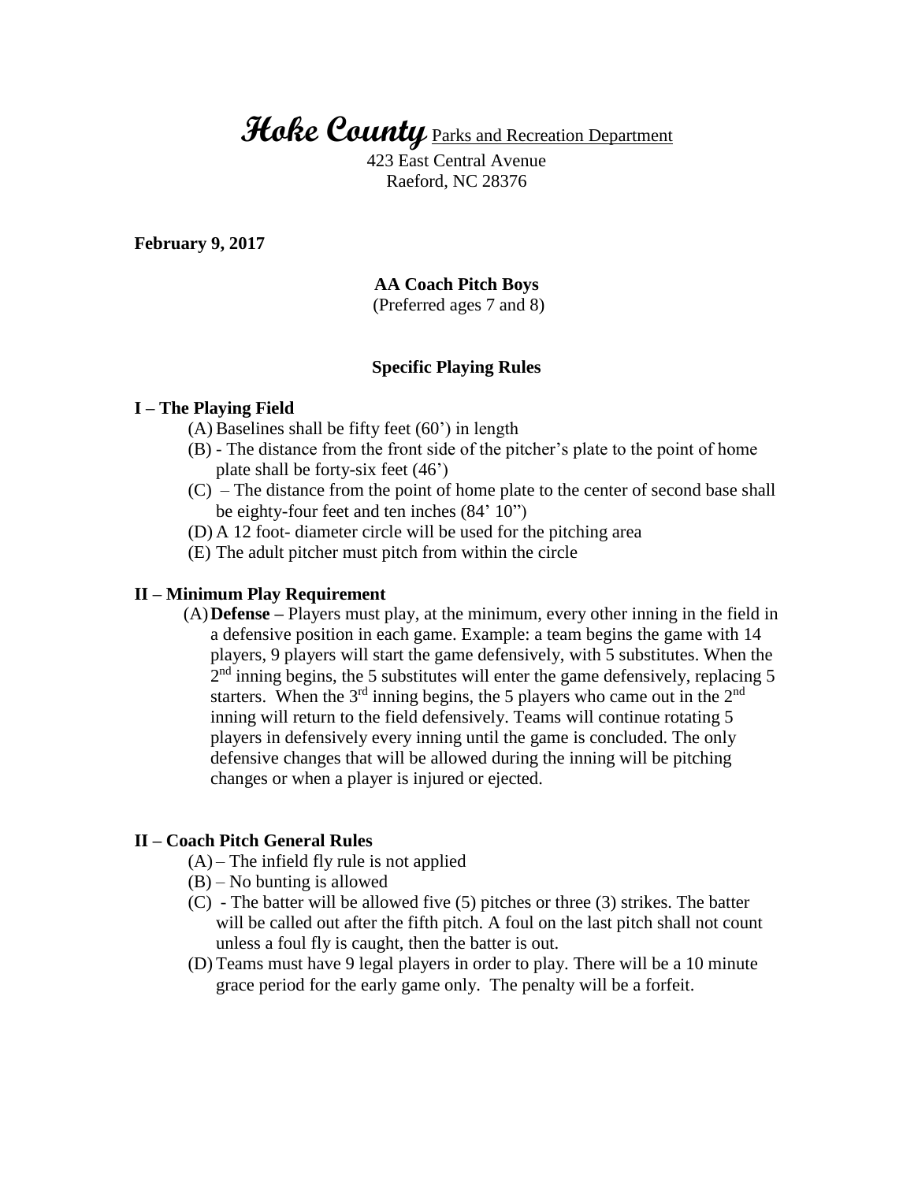# **Hoke County** Parks and Recreation Department

423 East Central Avenue
Raeford, NC 28376

**February 9, 2017**

**AA Coach Pitch Boys**
(Preferred ages 7 and 8)

**Specific Playing Rules**

**I – The Playing Field**

(A) Baselines shall be fifty feet (60') in length

(B) - The distance from the front side of the pitcher's plate to the point of home plate shall be forty-six feet (46')

(C) – The distance from the point of home plate to the center of second base shall be eighty-four feet and ten inches (84' 10")

(D) A 12 foot- diameter circle will be used for the pitching area

(E) The adult pitcher must pitch from within the circle

**II – Minimum Play Requirement**

(A) **Defense –** Players must play, at the minimum, every other inning in the field in a defensive position in each game. Example: a team begins the game with 14 players, 9 players will start the game defensively, with 5 substitutes. When the 2nd inning begins, the 5 substitutes will enter the game defensively, replacing 5 starters. When the 3rd inning begins, the 5 players who came out in the 2nd inning will return to the field defensively. Teams will continue rotating 5 players in defensively every inning until the game is concluded. The only defensive changes that will be allowed during the inning will be pitching changes or when a player is injured or ejected.

**II – Coach Pitch General Rules**

(A) – The infield fly rule is not applied

(B) – No bunting is allowed

(C) - The batter will be allowed five (5) pitches or three (3) strikes. The batter will be called out after the fifth pitch. A foul on the last pitch shall not count unless a foul fly is caught, then the batter is out.

(D) Teams must have 9 legal players in order to play. There will be a 10 minute grace period for the early game only. The penalty will be a forfeit.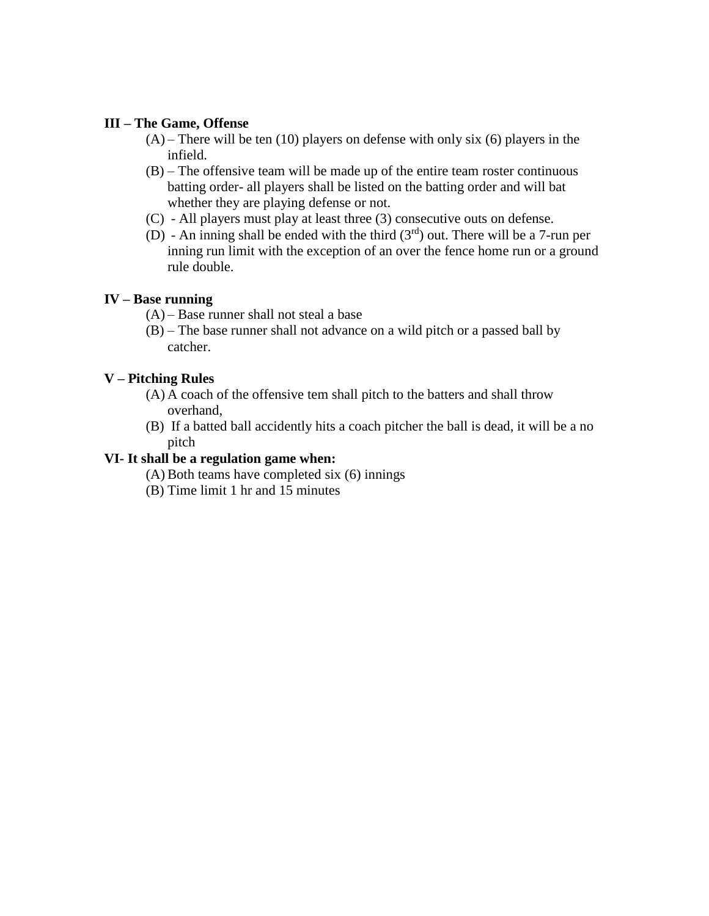**III – The Game, Offense**

(A) – There will be ten (10) players on defense with only six (6) players in the infield.

(B) – The offensive team will be made up of the entire team roster continuous batting order- all players shall be listed on the batting order and will bat whether they are playing defense or not.

(C) - All players must play at least three (3) consecutive outs on defense.

(D) - An inning shall be ended with the third ($3^{rd}$) out. There will be a 7-run per inning run limit with the exception of an over the fence home run or a ground rule double.

**IV – Base running**

(A) – Base runner shall not steal a base

(B) – The base runner shall not advance on a wild pitch or a passed ball by catcher.

**V – Pitching Rules**

(A) A coach of the offensive tem shall pitch to the batters and shall throw overhand,

(B) If a batted ball accidently hits a coach pitcher the ball is dead, it will be a no pitch

**VI- It shall be a regulation game when:**

(A) Both teams have completed six (6) innings

(B) Time limit 1 hr and 15 minutes